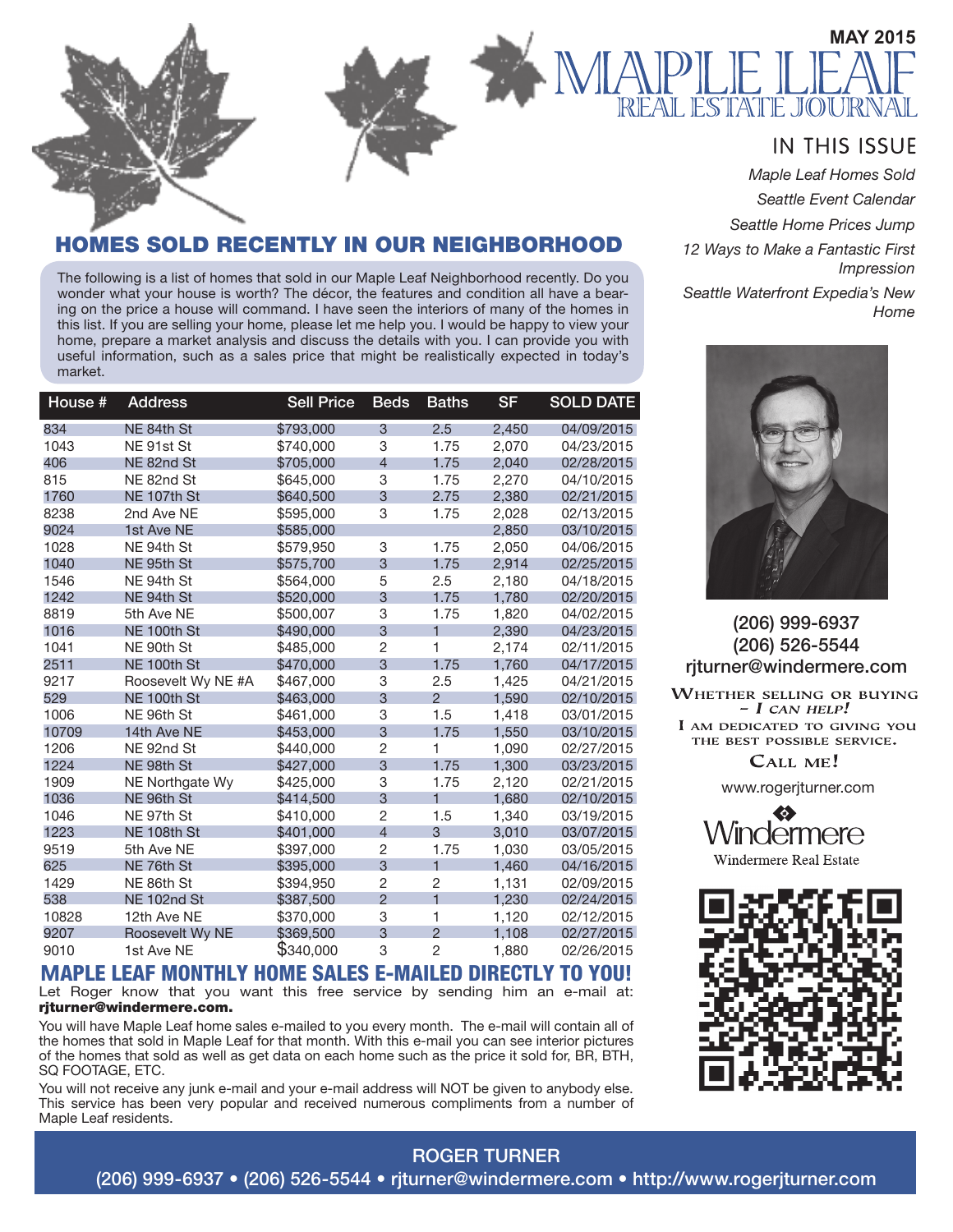MAY 2015

# MAPLE LEAF REAL ESTATE JOURNAL

## HOMES SOLD RECENTLY IN OUR NEIGHBORHOOD

The following is a list of homes that sold in our Maple Leaf Neighborhood recently. Do you wonder what your house is worth? The décor, the features and condition all have a bearing on the price a house will command. I have seen the interiors of many of the homes in this list. If you are selling your home, please let me help you. I would be happy to view your home, prepare a market analysis and discuss the details with you. I can provide you with useful information, such as a sales price that might be realistically expected in today's market.

| House # | Address | Sell Price | Beds | Baths | SF | SOLD DATE |
|---|---|---|---|---|---|---|
| 834 | NE 84th St | $793,000 | 3 | 2.5 | 2,450 | 04/09/2015 |
| 1043 | NE 91st St | $740,000 | 3 | 1.75 | 2,070 | 04/23/2015 |
| 406 | NE 82nd St | $705,000 | 4 | 1.75 | 2,040 | 02/28/2015 |
| 815 | NE 82nd St | $645,000 | 3 | 1.75 | 2,270 | 04/10/2015 |
| 1760 | NE 107th St | $640,500 | 3 | 2.75 | 2,380 | 02/21/2015 |
| 8238 | 2nd Ave NE | $595,000 | 3 | 1.75 | 2,028 | 02/13/2015 |
| 9024 | 1st Ave NE | $585,000 | | | 2,850 | 03/10/2015 |
| 1028 | NE 94th St | $579,950 | 3 | 1.75 | 2,050 | 04/06/2015 |
| 1040 | NE 95th St | $575,700 | 3 | 1.75 | 2,914 | 02/25/2015 |
| 1546 | NE 94th St | $564,000 | 5 | 2.5 | 2,180 | 04/18/2015 |
| 1242 | NE 94th St | $520,000 | 3 | 1.75 | 1,780 | 02/20/2015 |
| 8819 | 5th Ave NE | $500,007 | 3 | 1.75 | 1,820 | 04/02/2015 |
| 1016 | NE 100th St | $490,000 | 3 | 1 | 2,390 | 04/23/2015 |
| 1041 | NE 90th St | $485,000 | 2 | 1 | 2,174 | 02/11/2015 |
| 2511 | NE 100th St | $470,000 | 3 | 1.75 | 1,760 | 04/17/2015 |
| 9217 | Roosevelt Wy NE #A | $467,000 | 3 | 2.5 | 1,425 | 04/21/2015 |
| 529 | NE 100th St | $463,000 | 3 | 2 | 1,590 | 02/10/2015 |
| 1006 | NE 96th St | $461,000 | 3 | 1.5 | 1,418 | 03/01/2015 |
| 10709 | 14th Ave NE | $453,000 | 3 | 1.75 | 1,550 | 03/10/2015 |
| 1206 | NE 92nd St | $440,000 | 2 | 1 | 1,090 | 02/27/2015 |
| 1224 | NE 98th St | $427,000 | 3 | 1.75 | 1,300 | 03/23/2015 |
| 1909 | NE Northgate Wy | $425,000 | 3 | 1.75 | 2,120 | 02/21/2015 |
| 1036 | NE 96th St | $414,500 | 3 | 1 | 1,680 | 02/10/2015 |
| 1046 | NE 97th St | $410,000 | 2 | 1.5 | 1,340 | 03/19/2015 |
| 1223 | NE 108th St | $401,000 | 4 | 3 | 3,010 | 03/07/2015 |
| 9519 | 5th Ave NE | $397,000 | 2 | 1.75 | 1,030 | 03/05/2015 |
| 625 | NE 76th St | $395,000 | 3 | 1 | 1,460 | 04/16/2015 |
| 1429 | NE 86th St | $394,950 | 2 | 2 | 1,131 | 02/09/2015 |
| 538 | NE 102nd St | $387,500 | 2 | 1 | 1,230 | 02/24/2015 |
| 10828 | 12th Ave NE | $370,000 | 3 | 1 | 1,120 | 02/12/2015 |
| 9207 | Roosevelt Wy NE | $369,500 | 3 | 2 | 1,108 | 02/27/2015 |
| 9010 | 1st Ave NE | $340,000 | 3 | 2 | 1,880 | 02/26/2015 |

## MAPLE LEAF MONTHLY HOME SALES E-MAILED DIRECTLY TO YOU!

Let Roger know that you want this free service by sending him an e-mail at: **rjturner@windermere.com.**

You will have Maple Leaf home sales e-mailed to you every month. The e-mail will contain all of the homes that sold in Maple Leaf for that month. With this e-mail you can see interior pictures of the homes that sold as well as get data on each home such as the price it sold for, BR, BTH, SQ FOOTAGE, ETC.

You will not receive any junk e-mail and your e-mail address will NOT be given to anybody else. This service has been very popular and received numerous compliments from a number of Maple Leaf residents.

## IN THIS ISSUE

*Maple Leaf Homes Sold*

*Seattle Event Calendar*

*Seattle Home Prices Jump*

*12 Ways to Make a Fantastic First Impression*

*Seattle Waterfront Expedia's New Home*

(206) 999-6937
(206) 526-5544
rjturner@windermere.com

WHETHER SELLING OR BUYING – *I CAN HELP!*
I AM DEDICATED TO GIVING YOU THE BEST POSSIBLE SERVICE.
CALL ME!

www.rogerjturner.com

Windermere
Windermere Real Estate

ROGER TURNER
(206) 999-6937 • (206) 526-5544 • rjturner@windermere.com • http://www.rogerjturner.com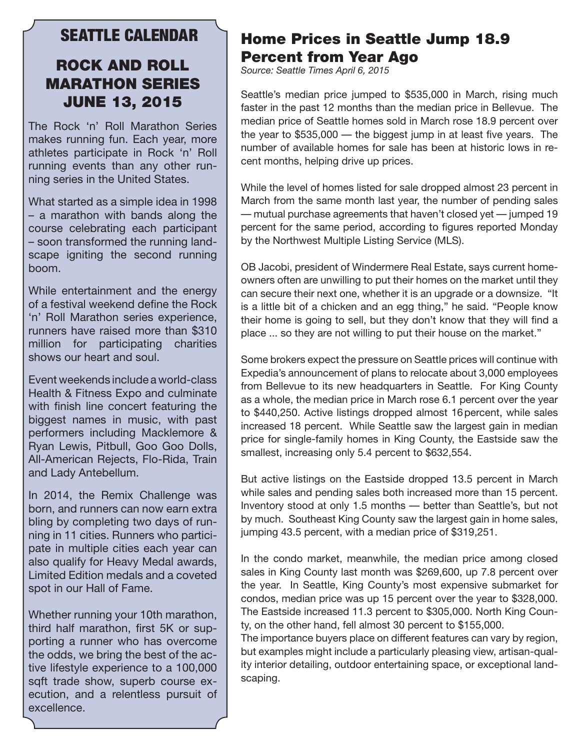## SEATTLE CALENDAR

### ROCK AND ROLL MARATHON SERIES JUNE 13, 2015

The Rock 'n' Roll Marathon Series makes running fun. Each year, more athletes participate in Rock 'n' Roll running events than any other running series in the United States.

What started as a simple idea in 1998 – a marathon with bands along the course celebrating each participant – soon transformed the running landscape igniting the second running boom.

While entertainment and the energy of a festival weekend define the Rock 'n' Roll Marathon series experience, runners have raised more than $310 million for participating charities shows our heart and soul.

Event weekends include a world-class Health & Fitness Expo and culminate with finish line concert featuring the biggest names in music, with past performers including Macklemore & Ryan Lewis, Pitbull, Goo Goo Dolls, All-American Rejects, Flo-Rida, Train and Lady Antebellum.

In 2014, the Remix Challenge was born, and runners can now earn extra bling by completing two days of running in 11 cities. Runners who participate in multiple cities each year can also qualify for Heavy Medal awards, Limited Edition medals and a coveted spot in our Hall of Fame.

Whether running your 10th marathon, third half marathon, first 5K or supporting a runner who has overcome the odds, we bring the best of the active lifestyle experience to a 100,000 sqft trade show, superb course execution, and a relentless pursuit of excellence.

## Home Prices in Seattle Jump 18.9 Percent from Year Ago

*Source: Seattle Times April 6, 2015*

Seattle's median price jumped to $535,000 in March, rising much faster in the past 12 months than the median price in Bellevue. The median price of Seattle homes sold in March rose 18.9 percent over the year to $535,000 — the biggest jump in at least five years. The number of available homes for sale has been at historic lows in recent months, helping drive up prices.

While the level of homes listed for sale dropped almost 23 percent in March from the same month last year, the number of pending sales — mutual purchase agreements that haven't closed yet — jumped 19 percent for the same period, according to figures reported Monday by the Northwest Multiple Listing Service (MLS).

OB Jacobi, president of Windermere Real Estate, says current homeowners often are unwilling to put their homes on the market until they can secure their next one, whether it is an upgrade or a downsize. "It is a little bit of a chicken and an egg thing," he said. "People know their home is going to sell, but they don't know that they will find a place ... so they are not willing to put their house on the market."

Some brokers expect the pressure on Seattle prices will continue with Expedia's announcement of plans to relocate about 3,000 employees from Bellevue to its new headquarters in Seattle. For King County as a whole, the median price in March rose 6.1 percent over the year to $440,250. Active listings dropped almost 16 percent, while sales increased 18 percent. While Seattle saw the largest gain in median price for single-family homes in King County, the Eastside saw the smallest, increasing only 5.4 percent to $632,554.

But active listings on the Eastside dropped 13.5 percent in March while sales and pending sales both increased more than 15 percent. Inventory stood at only 1.5 months — better than Seattle's, but not by much. Southeast King County saw the largest gain in home sales, jumping 43.5 percent, with a median price of $319,251.

In the condo market, meanwhile, the median price among closed sales in King County last month was $269,600, up 7.8 percent over the year. In Seattle, King County's most expensive submarket for condos, median price was up 15 percent over the year to $328,000. The Eastside increased 11.3 percent to $305,000. North King County, on the other hand, fell almost 30 percent to $155,000.

The importance buyers place on different features can vary by region, but examples might include a particularly pleasing view, artisan-quality interior detailing, outdoor entertaining space, or exceptional landscaping.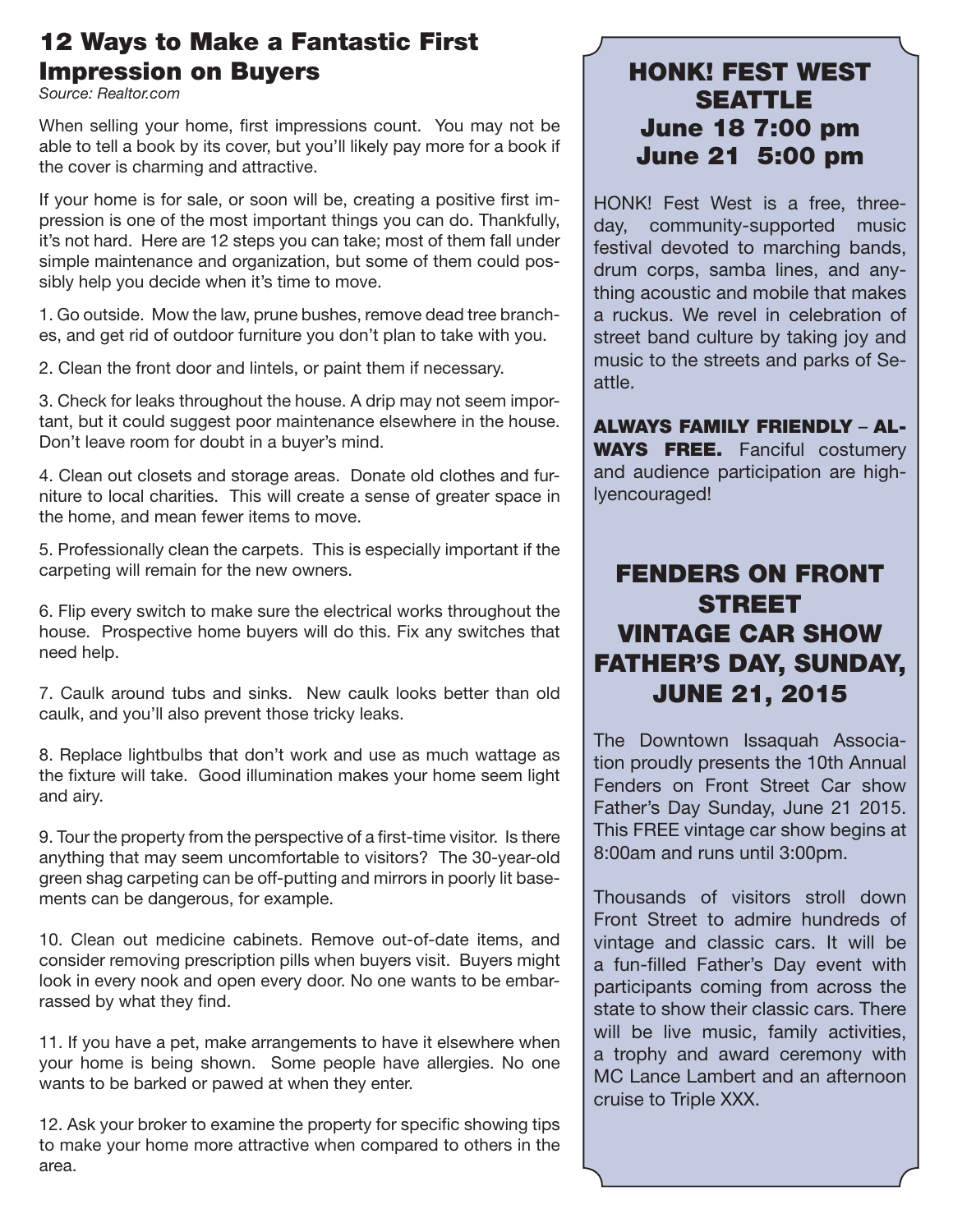## 12 Ways to Make a Fantastic First Impression on Buyers

*Source: Realtor.com*

When selling your home, first impressions count. You may not be able to tell a book by its cover, but you'll likely pay more for a book if the cover is charming and attractive.

If your home is for sale, or soon will be, creating a positive first impression is one of the most important things you can do. Thankfully, it's not hard. Here are 12 steps you can take; most of them fall under simple maintenance and organization, but some of them could possibly help you decide when it's time to move.

1. Go outside. Mow the law, prune bushes, remove dead tree branches, and get rid of outdoor furniture you don't plan to take with you.

2. Clean the front door and lintels, or paint them if necessary.

3. Check for leaks throughout the house. A drip may not seem important, but it could suggest poor maintenance elsewhere in the house. Don't leave room for doubt in a buyer's mind.

4. Clean out closets and storage areas. Donate old clothes and furniture to local charities. This will create a sense of greater space in the home, and mean fewer items to move.

5. Professionally clean the carpets. This is especially important if the carpeting will remain for the new owners.

6. Flip every switch to make sure the electrical works throughout the house. Prospective home buyers will do this. Fix any switches that need help.

7. Caulk around tubs and sinks. New caulk looks better than old caulk, and you'll also prevent those tricky leaks.

8. Replace lightbulbs that don't work and use as much wattage as the fixture will take. Good illumination makes your home seem light and airy.

9. Tour the property from the perspective of a first-time visitor. Is there anything that may seem uncomfortable to visitors? The 30-year-old green shag carpeting can be off-putting and mirrors in poorly lit basements can be dangerous, for example.

10. Clean out medicine cabinets. Remove out-of-date items, and consider removing prescription pills when buyers visit. Buyers might look in every nook and open every door. No one wants to be embarrassed by what they find.

11. If you have a pet, make arrangements to have it elsewhere when your home is being shown. Some people have allergies. No one wants to be barked or pawed at when they enter.

12. Ask your broker to examine the property for specific showing tips to make your home more attractive when compared to others in the area.

## HONK! FEST WEST SEATTLE June 18 7:00 pm June 21 5:00 pm

HONK! Fest West is a free, three-day, community-supported music festival devoted to marching bands, drum corps, samba lines, and anything acoustic and mobile that makes a ruckus. We revel in celebration of street band culture by taking joy and music to the streets and parks of Seattle.

**ALWAYS FAMILY FRIENDLY – ALWAYS FREE.** Fanciful costumery and audience participation are highlyencouraged!

## FENDERS ON FRONT STREET VINTAGE CAR SHOW FATHER'S DAY, SUNDAY, JUNE 21, 2015

The Downtown Issaquah Association proudly presents the 10th Annual Fenders on Front Street Car show Father's Day Sunday, June 21 2015. This FREE vintage car show begins at 8:00am and runs until 3:00pm.

Thousands of visitors stroll down Front Street to admire hundreds of vintage and classic cars. It will be a fun-filled Father's Day event with participants coming from across the state to show their classic cars. There will be live music, family activities, a trophy and award ceremony with MC Lance Lambert and an afternoon cruise to Triple XXX.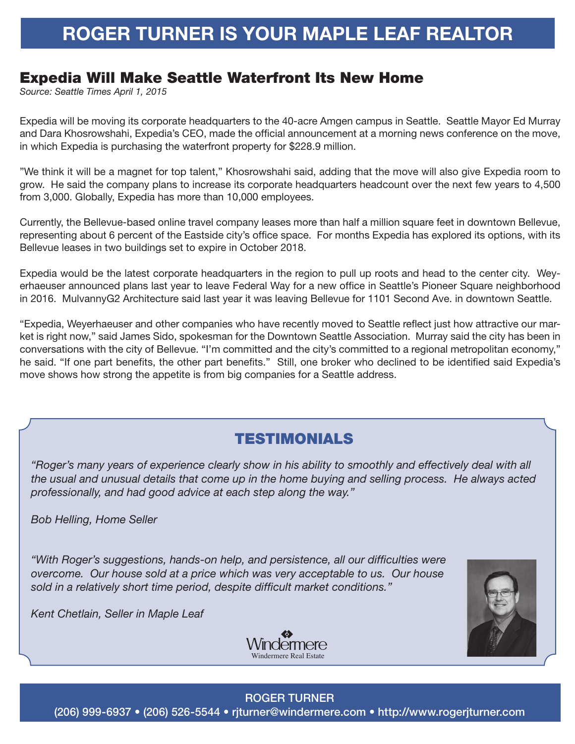# ROGER TURNER IS YOUR MAPLE LEAF REALTOR

## Expedia Will Make Seattle Waterfront Its New Home

*Source: Seattle Times April 1, 2015*

Expedia will be moving its corporate headquarters to the 40-acre Amgen campus in Seattle. Seattle Mayor Ed Murray and Dara Khosrowshahi, Expedia's CEO, made the official announcement at a morning news conference on the move, in which Expedia is purchasing the waterfront property for $228.9 million.

"We think it will be a magnet for top talent," Khosrowshahi said, adding that the move will also give Expedia room to grow. He said the company plans to increase its corporate headquarters headcount over the next few years to 4,500 from 3,000. Globally, Expedia has more than 10,000 employees.

Currently, the Bellevue-based online travel company leases more than half a million square feet in downtown Bellevue, representing about 6 percent of the Eastside city's office space. For months Expedia has explored its options, with its Bellevue leases in two buildings set to expire in October 2018.

Expedia would be the latest corporate headquarters in the region to pull up roots and head to the center city. Weyerhaeuser announced plans last year to leave Federal Way for a new office in Seattle's Pioneer Square neighborhood in 2016. MulvannyG2 Architecture said last year it was leaving Bellevue for 1101 Second Ave. in downtown Seattle.

"Expedia, Weyerhaeuser and other companies who have recently moved to Seattle reflect just how attractive our market is right now," said James Sido, spokesman for the Downtown Seattle Association. Murray said the city has been in conversations with the city of Bellevue. "I'm committed and the city's committed to a regional metropolitan economy," he said. "If one part benefits, the other part benefits." Still, one broker who declined to be identified said Expedia's move shows how strong the appetite is from big companies for a Seattle address.

## TESTIMONIALS

*"Roger's many years of experience clearly show in his ability to smoothly and effectively deal with all the usual and unusual details that come up in the home buying and selling process. He always acted professionally, and had good advice at each step along the way."*

*Bob Helling, Home Seller*

*"With Roger's suggestions, hands-on help, and persistence, all our difficulties were overcome. Our house sold at a price which was very acceptable to us. Our house sold in a relatively short time period, despite difficult market conditions."*

*Kent Chetlain, Seller in Maple Leaf*

Windermere
Windermere Real Estate

**ROGER TURNER**

(206) 999-6937 • (206) 526-5544 • rjturner@windermere.com • http://www.rogerjturner.com